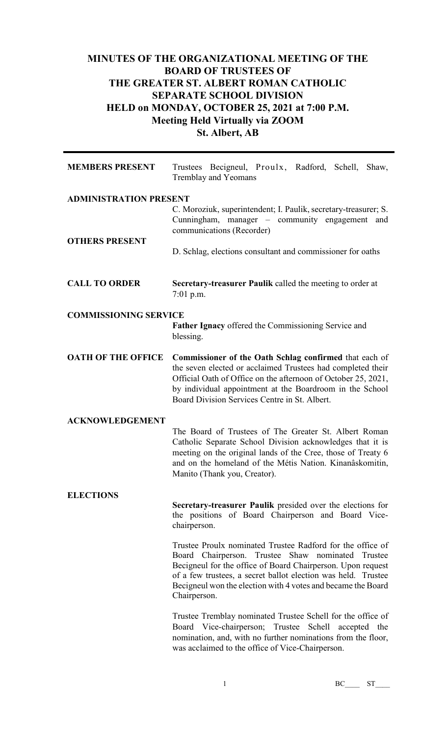# MINUTES OF THE ORGANIZATIONAL MEETING OF THE BOARD OF TRUSTEES OF THE GREATER ST. ALBERT ROMAN CATHOLIC SEPARATE SCHOOL DIVISION HELD on MONDAY, OCTOBER 25, 2021 at 7:00 P.M. Meeting Held Virtually via ZOOM St. Albert, AB

**MEMBERS PRESENT**

Trustees Becigneul, Proulx, Radford, Schell, Shaw, Tremblay and Yeomans

**ADMINISTRATION PRESENT**

C. Moroziuk, superintendent; I. Paulik, secretary-treasurer; S. Cunningham, manager – community engagement and communications (Recorder)

**OTHERS PRESENT**

D. Schlag, elections consultant and commissioner for oaths

**CALL TO ORDER**

**Secretary-treasurer Paulik** called the meeting to order at 7:01 p.m.

**COMMISSIONING SERVICE**

**Father Ignacy** offered the Commissioning Service and blessing.

**OATH OF THE OFFICE**

**Commissioner of the Oath Schlag confirmed** that each of the seven elected or acclaimed Trustees had completed their Official Oath of Office on the afternoon of October 25, 2021, by individual appointment at the Boardroom in the School Board Division Services Centre in St. Albert.

**ACKNOWLEDGEMENT**

The Board of Trustees of The Greater St. Albert Roman Catholic Separate School Division acknowledges that it is meeting on the original lands of the Cree, those of Treaty 6 and on the homeland of the Métis Nation. Kinanâskomitin, Manito (Thank you, Creator).

**ELECTIONS**

**Secretary-treasurer Paulik** presided over the elections for the positions of Board Chairperson and Board Vice-chairperson.

Trustee Proulx nominated Trustee Radford for the office of Board Chairperson. Trustee Shaw nominated Trustee Becigneul for the office of Board Chairperson. Upon request of a few trustees, a secret ballot election was held. Trustee Becigneul won the election with 4 votes and became the Board Chairperson.

Trustee Tremblay nominated Trustee Schell for the office of Board Vice-chairperson; Trustee Schell accepted the nomination, and, with no further nominations from the floor, was acclaimed to the office of Vice-Chairperson.

BC____ ST____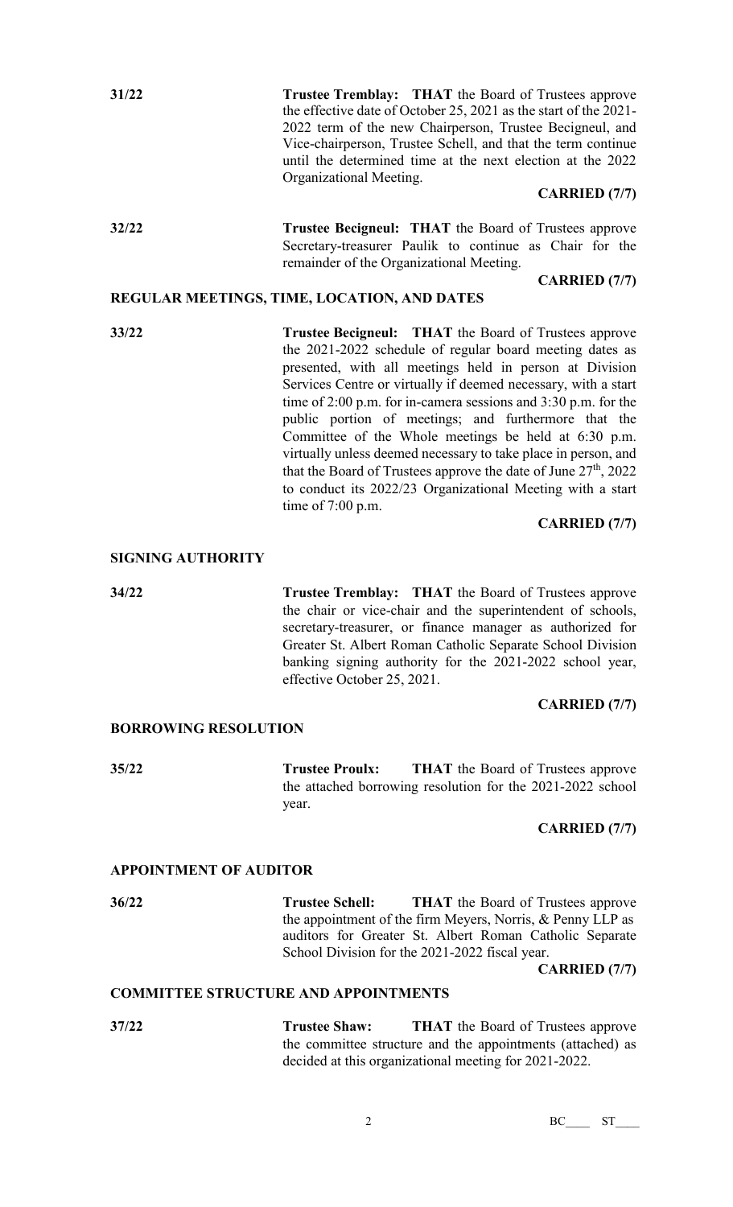**31/22** **Trustee Tremblay: THAT** the Board of Trustees approve the effective date of October 25, 2021 as the start of the 2021-2022 term of the new Chairperson, Trustee Becigneul, and Vice-chairperson, Trustee Schell, and that the term continue until the determined time at the next election at the 2022 Organizational Meeting.

**CARRIED (7/7)**

**32/22** **Trustee Becigneul: THAT** the Board of Trustees approve Secretary-treasurer Paulik to continue as Chair for the remainder of the Organizational Meeting.

**CARRIED (7/7)**

## REGULAR MEETINGS, TIME, LOCATION, AND DATES

**33/22** **Trustee Becigneul: THAT** the Board of Trustees approve the 2021-2022 schedule of regular board meeting dates as presented, with all meetings held in person at Division Services Centre or virtually if deemed necessary, with a start time of 2:00 p.m. for in-camera sessions and 3:30 p.m. for the public portion of meetings; and furthermore that the Committee of the Whole meetings be held at 6:30 p.m. virtually unless deemed necessary to take place in person, and that the Board of Trustees approve the date of June 27th, 2022 to conduct its 2022/23 Organizational Meeting with a start time of 7:00 p.m.

**CARRIED (7/7)**

## SIGNING AUTHORITY

**34/22** **Trustee Tremblay: THAT** the Board of Trustees approve the chair or vice-chair and the superintendent of schools, secretary-treasurer, or finance manager as authorized for Greater St. Albert Roman Catholic Separate School Division banking signing authority for the 2021-2022 school year, effective October 25, 2021.

**CARRIED (7/7)**

## BORROWING RESOLUTION

**35/22** **Trustee Proulx: THAT** the Board of Trustees approve the attached borrowing resolution for the 2021-2022 school year.

**CARRIED (7/7)**

## APPOINTMENT OF AUDITOR

**36/22** **Trustee Schell: THAT** the Board of Trustees approve the appointment of the firm Meyers, Norris, & Penny LLP as auditors for Greater St. Albert Roman Catholic Separate School Division for the 2021-2022 fiscal year.

**CARRIED (7/7)**

## COMMITTEE STRUCTURE AND APPOINTMENTS

**37/22** **Trustee Shaw: THAT** the Board of Trustees approve the committee structure and the appointments (attached) as decided at this organizational meeting for 2021-2022.

BC____ ST____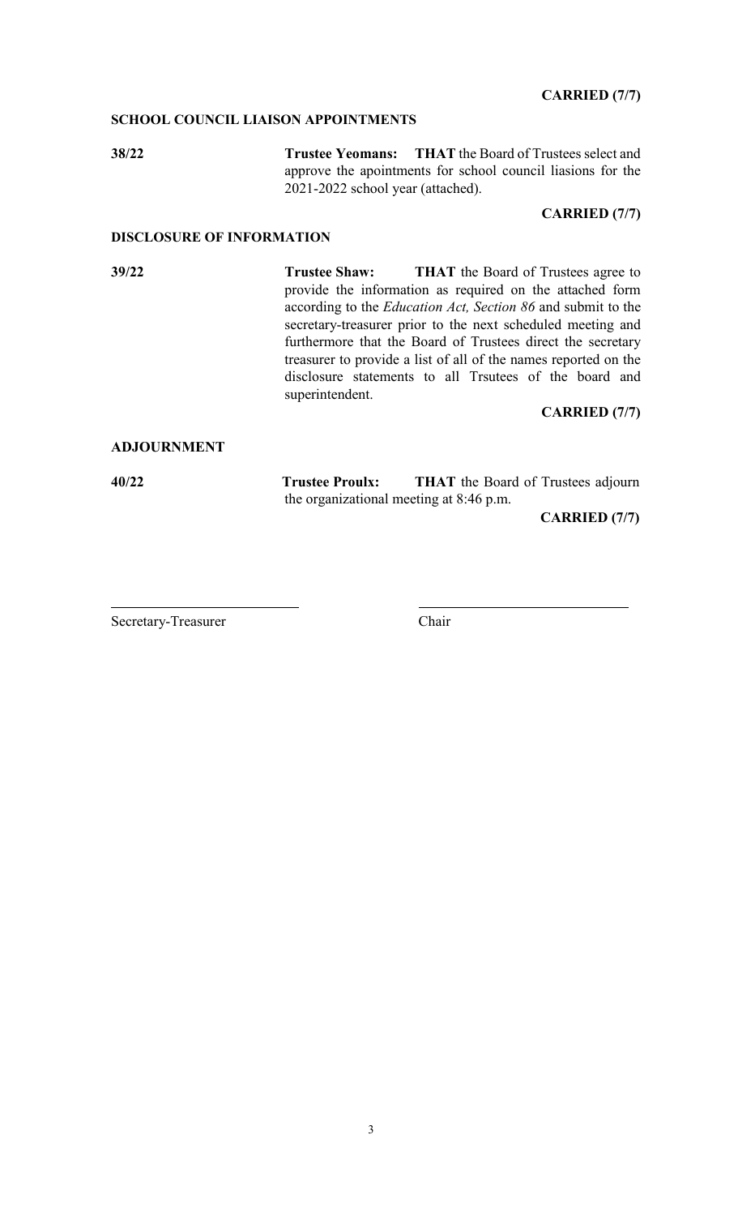**CARRIED (7/7)**

**SCHOOL COUNCIL LIAISON APPOINTMENTS**

**38/22** **Trustee Yeomans:** **THAT** the Board of Trustees select and approve the apointments for school council liasions for the 2021-2022 school year (attached).

**CARRIED (7/7)**

**DISCLOSURE OF INFORMATION**

**39/22** **Trustee Shaw:** **THAT** the Board of Trustees agree to provide the information as required on the attached form according to the *Education Act, Section 86* and submit to the secretary-treasurer prior to the next scheduled meeting and furthermore that the Board of Trustees direct the secretary treasurer to provide a list of all of the names reported on the disclosure statements to all Trsutees of the board and superintendent.

**CARRIED (7/7)**

**ADJOURNMENT**

**40/22** **Trustee Proulx:** **THAT** the Board of Trustees adjourn the organizational meeting at 8:46 p.m.

**CARRIED (7/7)**

Secretary-Treasurer

Chair